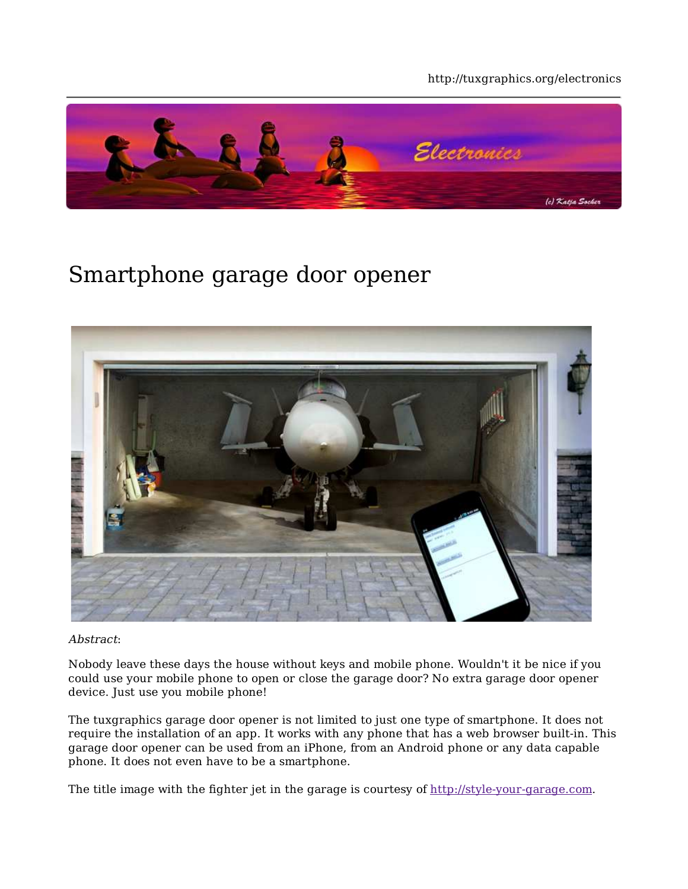# Smartphone garage door opener

*Abstract*:

Nobody leave these days the house without keys and mobile phone. Wouldn't it be nice if you could use your mobile phone to open or close the garage door? No extra garage door opener device. Just use you mobile phone!

The tuxgraphics garage door opener is not limited to just one type of smartphone. It does not require the installation of an app. It works with any phone that has a web browser built-in. This garage door opener can be used from an iPhone, from an Android phone or any data capable phone. It does not even have to be a smartphone.

The title image with the fighter jet in the garage is courtesy of http://style-your-garage.com.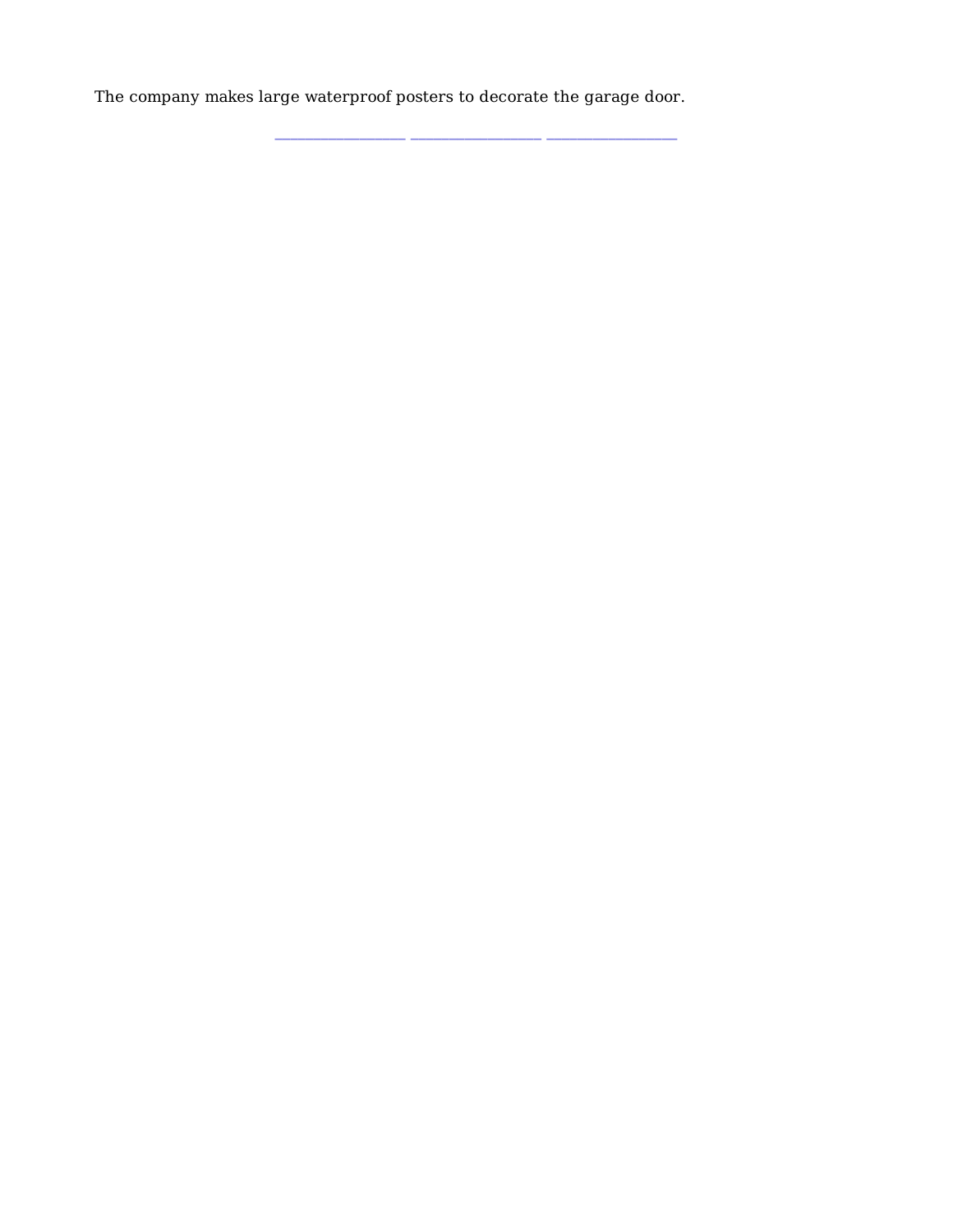The company makes large waterproof posters to decorate the garage door.

_______________ _______________ _______________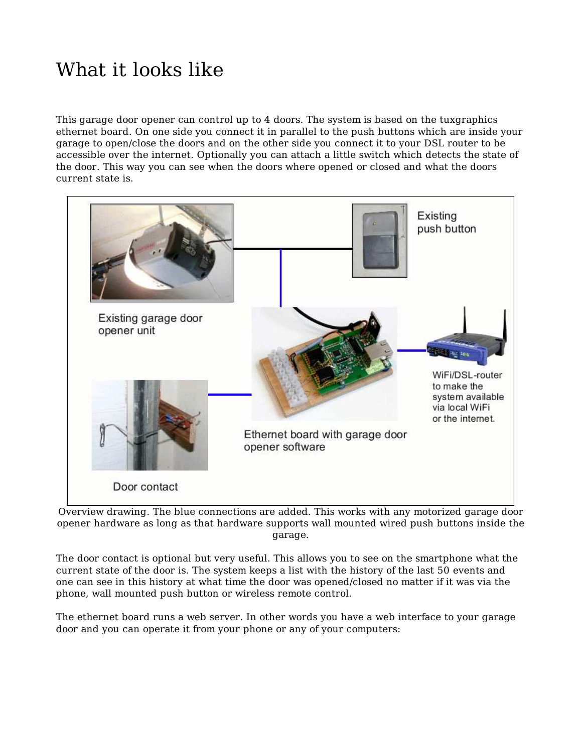# What it looks like

This garage door opener can control up to 4 doors. The system is based on the tuxgraphics ethernet board. On one side you connect it in parallel to the push buttons which are inside your garage to open/close the doors and on the other side you connect it to your DSL router to be accessible over the internet. Optionally you can attach a little switch which detects the state of the door. This way you can see when the doors where opened or closed and what the doors current state is.

Overview drawing. The blue connections are added. This works with any motorized garage door opener hardware as long as that hardware supports wall mounted wired push buttons inside the garage.

The door contact is optional but very useful. This allows you to see on the smartphone what the current state of the door is. The system keeps a list with the history of the last 50 events and one can see in this history at what time the door was opened/closed no matter if it was via the phone, wall mounted push button or wireless remote control.

The ethernet board runs a web server. In other words you have a web interface to your garage door and you can operate it from your phone or any of your computers: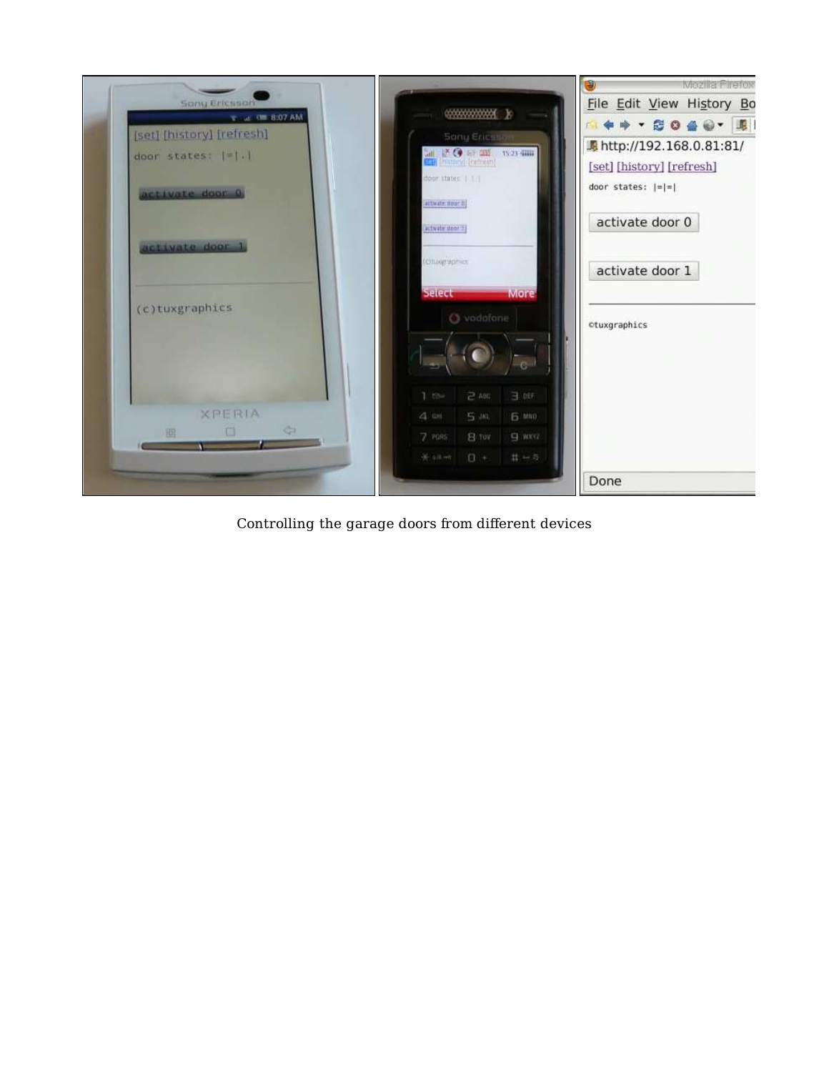Controlling the garage doors from different devices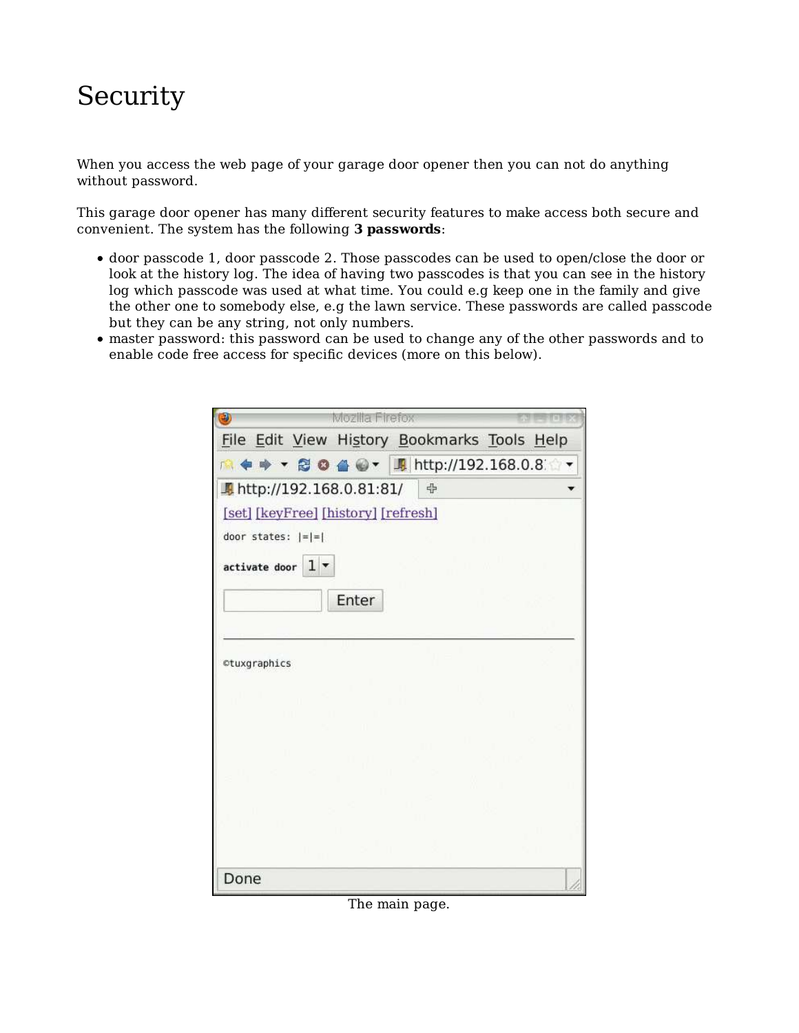# Security

When you access the web page of your garage door opener then you can not do anything without password.

This garage door opener has many different security features to make access both secure and convenient. The system has the following **3 passwords**:

- door passcode 1, door passcode 2. Those passcodes can be used to open/close the door or look at the history log. The idea of having two passcodes is that you can see in the history log which passcode was used at what time. You could e.g keep one in the family and give the other one to somebody else, e.g the lawn service. These passwords are called passcode but they can be any string, not only numbers.
- master password: this password can be used to change any of the other passwords and to enable code free access for specific devices (more on this below).

The main page.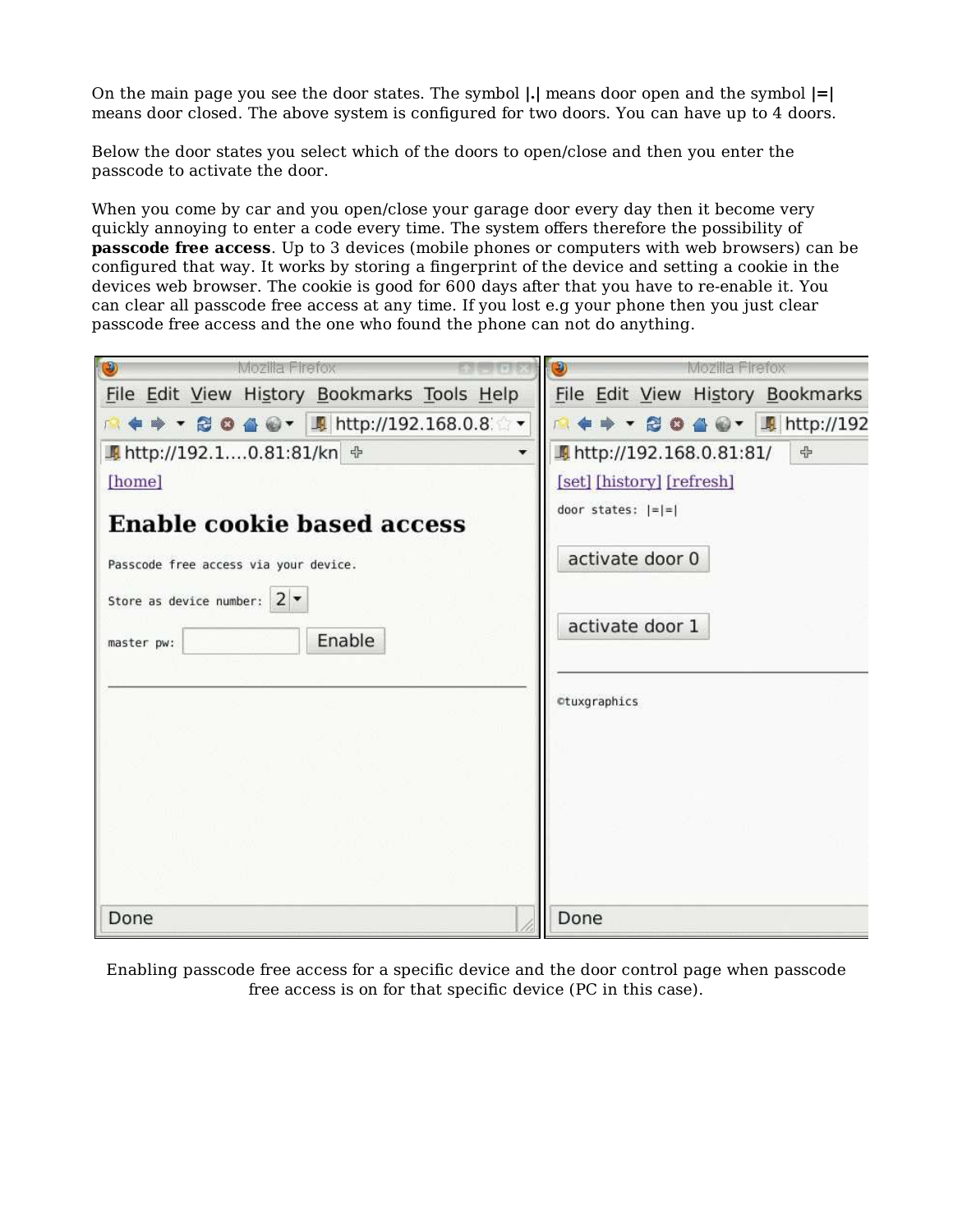On the main page you see the door states. The symbol **|.|** means door open and the symbol **|=|** means door closed. The above system is configured for two doors. You can have up to 4 doors.

Below the door states you select which of the doors to open/close and then you enter the passcode to activate the door.

When you come by car and you open/close your garage door every day then it become very quickly annoying to enter a code every time. The system offers therefore the possibility of **passcode free access**. Up to 3 devices (mobile phones or computers with web browsers) can be configured that way. It works by storing a fingerprint of the device and setting a cookie in the devices web browser. The cookie is good for 600 days after that you have to re-enable it. You can clear all passcode free access at any time. If you lost e.g your phone then you just clear passcode free access and the one who found the phone can not do anything.

Enabling passcode free access for a specific device and the door control page when passcode free access is on for that specific device (PC in this case).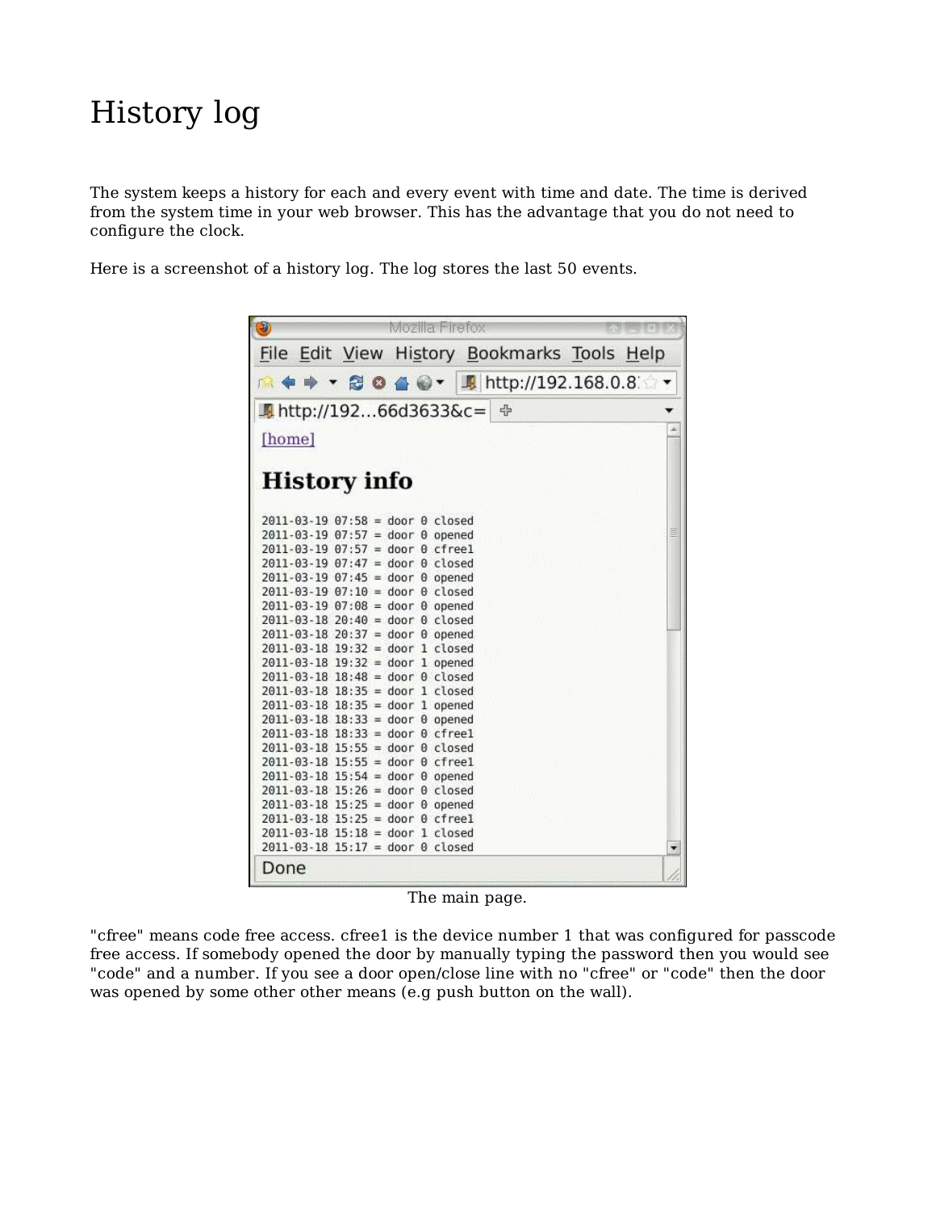# History log

The system keeps a history for each and every event with time and date. The time is derived from the system time in your web browser. This has the advantage that you do not need to configure the clock.

Here is a screenshot of a history log. The log stores the last 50 events.

```
Mozilla Firefox
File Edit View History Bookmarks Tools Help
http://192.168.0.8
http://192...66d3633&c=

[home]

History info

2011-03-19 07:58 = door 0 closed
2011-03-19 07:57 = door 0 opened
2011-03-19 07:57 = door 0 cfree1
2011-03-19 07:47 = door 0 closed
2011-03-19 07:45 = door 0 opened
2011-03-19 07:10 = door 0 closed
2011-03-19 07:08 = door 0 opened
2011-03-18 20:40 = door 0 closed
2011-03-18 20:37 = door 0 opened
2011-03-18 19:32 = door 1 closed
2011-03-18 19:32 = door 1 opened
2011-03-18 18:48 = door 0 closed
2011-03-18 18:35 = door 1 closed
2011-03-18 18:35 = door 1 opened
2011-03-18 18:33 = door 0 opened
2011-03-18 18:33 = door 0 cfree1
2011-03-18 15:55 = door 0 closed
2011-03-18 15:55 = door 0 cfree1
2011-03-18 15:54 = door 0 opened
2011-03-18 15:26 = door 0 closed
2011-03-18 15:25 = door 0 opened
2011-03-18 15:25 = door 0 cfree1
2011-03-18 15:18 = door 1 closed
2011-03-18 15:17 = door 0 closed

Done
```

The main page.

"cfree" means code free access. cfree1 is the device number 1 that was configured for passcode free access. If somebody opened the door by manually typing the password then you would see "code" and a number. If you see a door open/close line with no "cfree" or "code" then the door was opened by some other other means (e.g push button on the wall).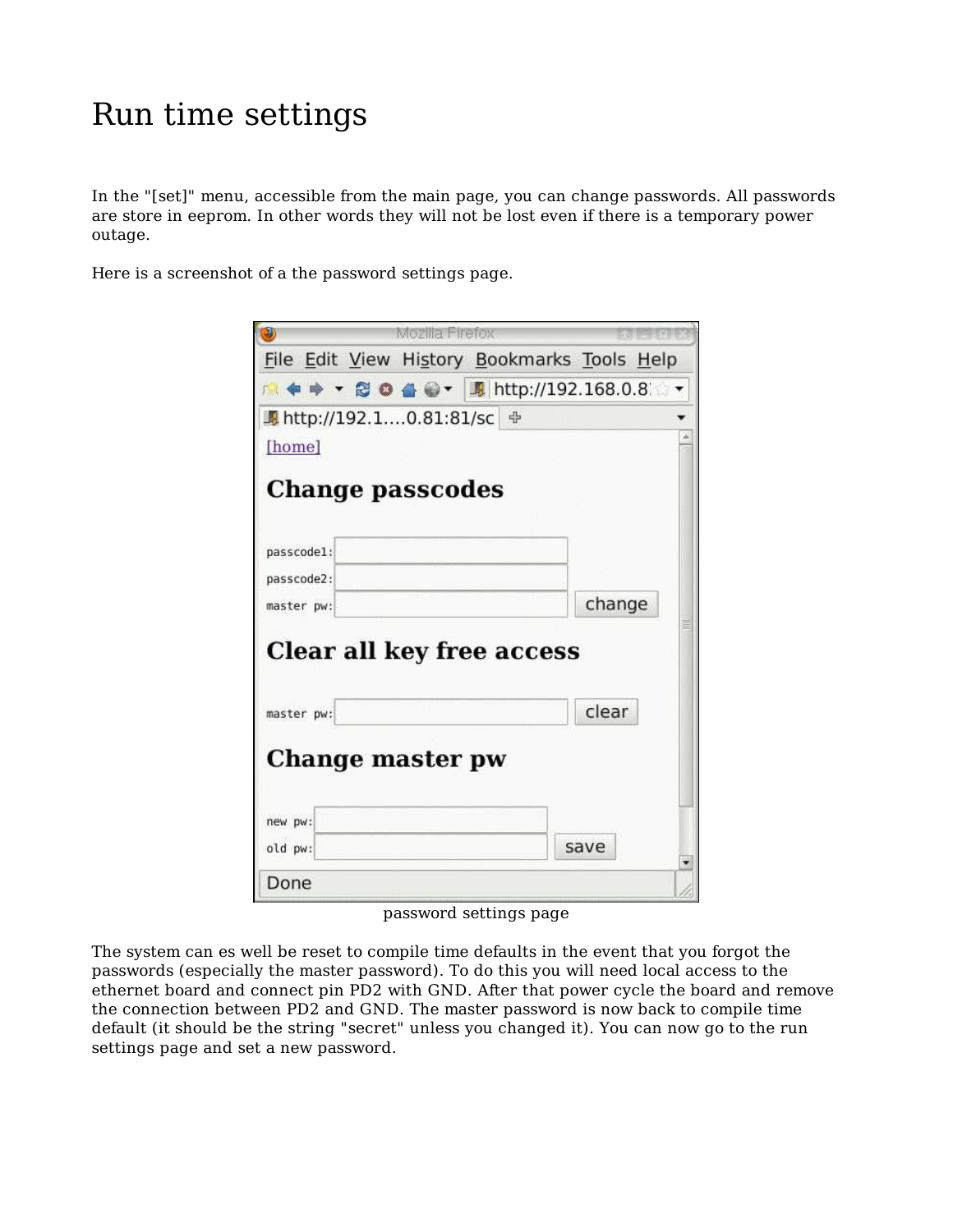# Run time settings

In the "[set]" menu, accessible from the main page, you can change passwords. All passwords are store in eeprom. In other words they will not be lost even if there is a temporary power outage.

Here is a screenshot of a the password settings page.

password settings page

The system can es well be reset to compile time defaults in the event that you forgot the passwords (especially the master password). To do this you will need local access to the ethernet board and connect pin PD2 with GND. After that power cycle the board and remove the connection between PD2 and GND. The master password is now back to compile time default (it should be the string "secret" unless you changed it). You can now go to the run settings page and set a new password.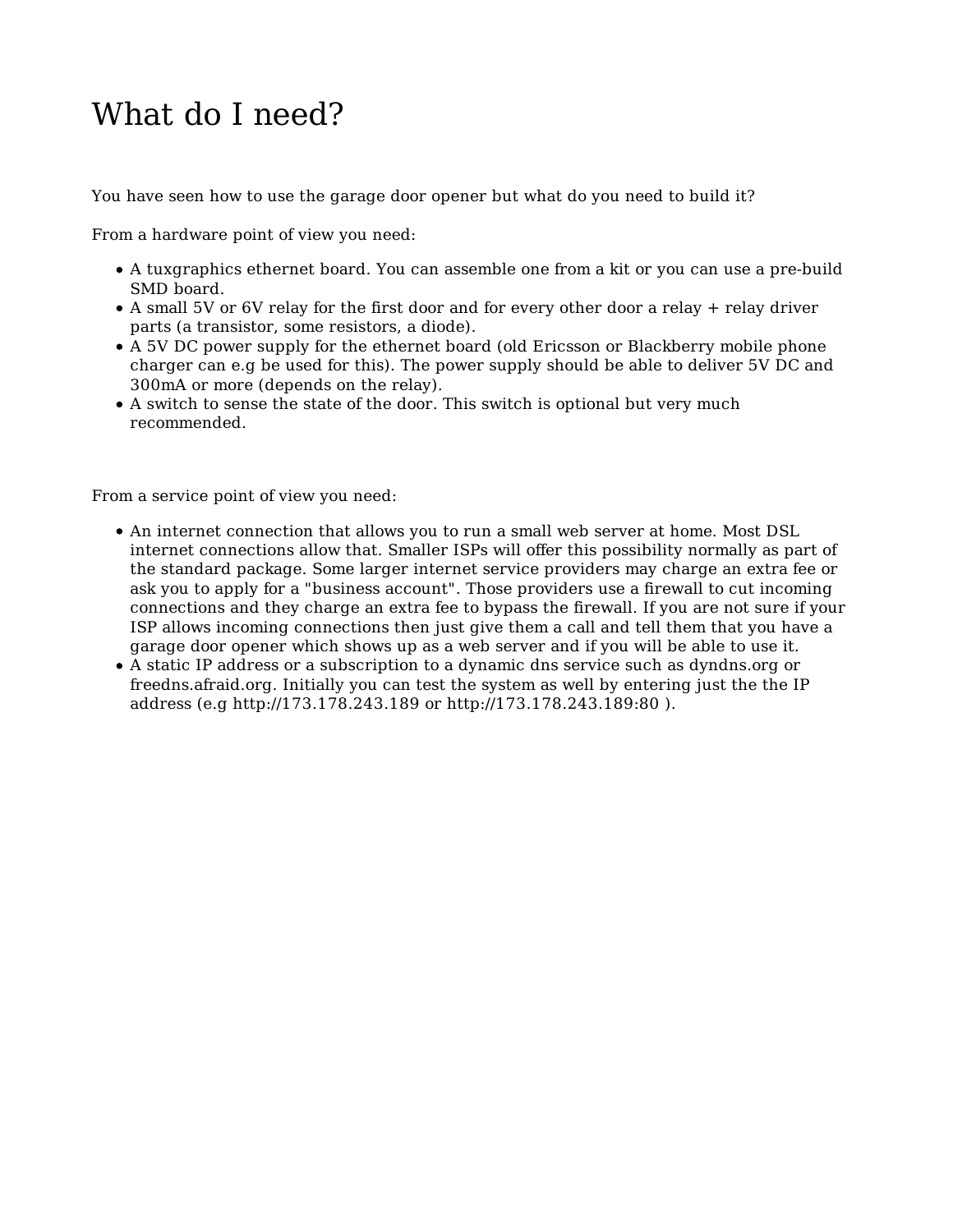# What do I need?

You have seen how to use the garage door opener but what do you need to build it?

From a hardware point of view you need:

- A tuxgraphics ethernet board. You can assemble one from a kit or you can use a pre-build SMD board.
- A small 5V or 6V relay for the first door and for every other door a relay + relay driver parts (a transistor, some resistors, a diode).
- A 5V DC power supply for the ethernet board (old Ericsson or Blackberry mobile phone charger can e.g be used for this). The power supply should be able to deliver 5V DC and 300mA or more (depends on the relay).
- A switch to sense the state of the door. This switch is optional but very much recommended.

From a service point of view you need:

- An internet connection that allows you to run a small web server at home. Most DSL internet connections allow that. Smaller ISPs will offer this possibility normally as part of the standard package. Some larger internet service providers may charge an extra fee or ask you to apply for a "business account". Those providers use a firewall to cut incoming connections and they charge an extra fee to bypass the firewall. If you are not sure if your ISP allows incoming connections then just give them a call and tell them that you have a garage door opener which shows up as a web server and if you will be able to use it.
- A static IP address or a subscription to a dynamic dns service such as dyndns.org or freedns.afraid.org. Initially you can test the system as well by entering just the the IP address (e.g http://173.178.243.189 or http://173.178.243.189:80 ).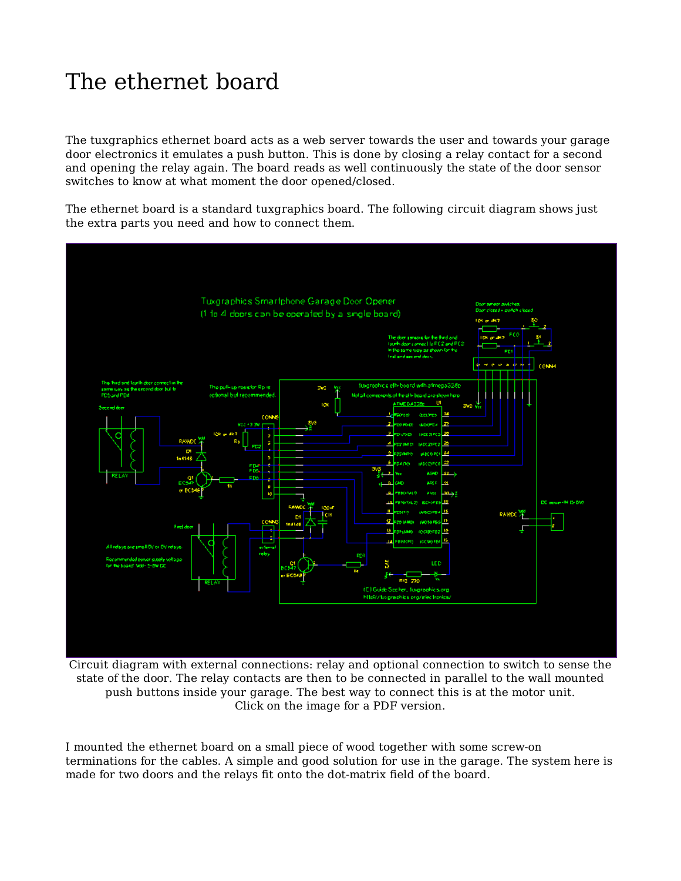# The ethernet board

The tuxgraphics ethernet board acts as a web server towards the user and towards your garage door electronics it emulates a push button. This is done by closing a relay contact for a second and opening the relay again. The board reads as well continuously the state of the door sensor switches to know at what moment the door opened/closed.

The ethernet board is a standard tuxgraphics board. The following circuit diagram shows just the extra parts you need and how to connect them.

Circuit diagram with external connections: relay and optional connection to switch to sense the state of the door. The relay contacts are then to be connected in parallel to the wall mounted push buttons inside your garage. The best way to connect this is at the motor unit.
Click on the image for a PDF version.

I mounted the ethernet board on a small piece of wood together with some screw-on terminations for the cables. A simple and good solution for use in the garage. The system here is made for two doors and the relays fit onto the dot-matrix field of the board.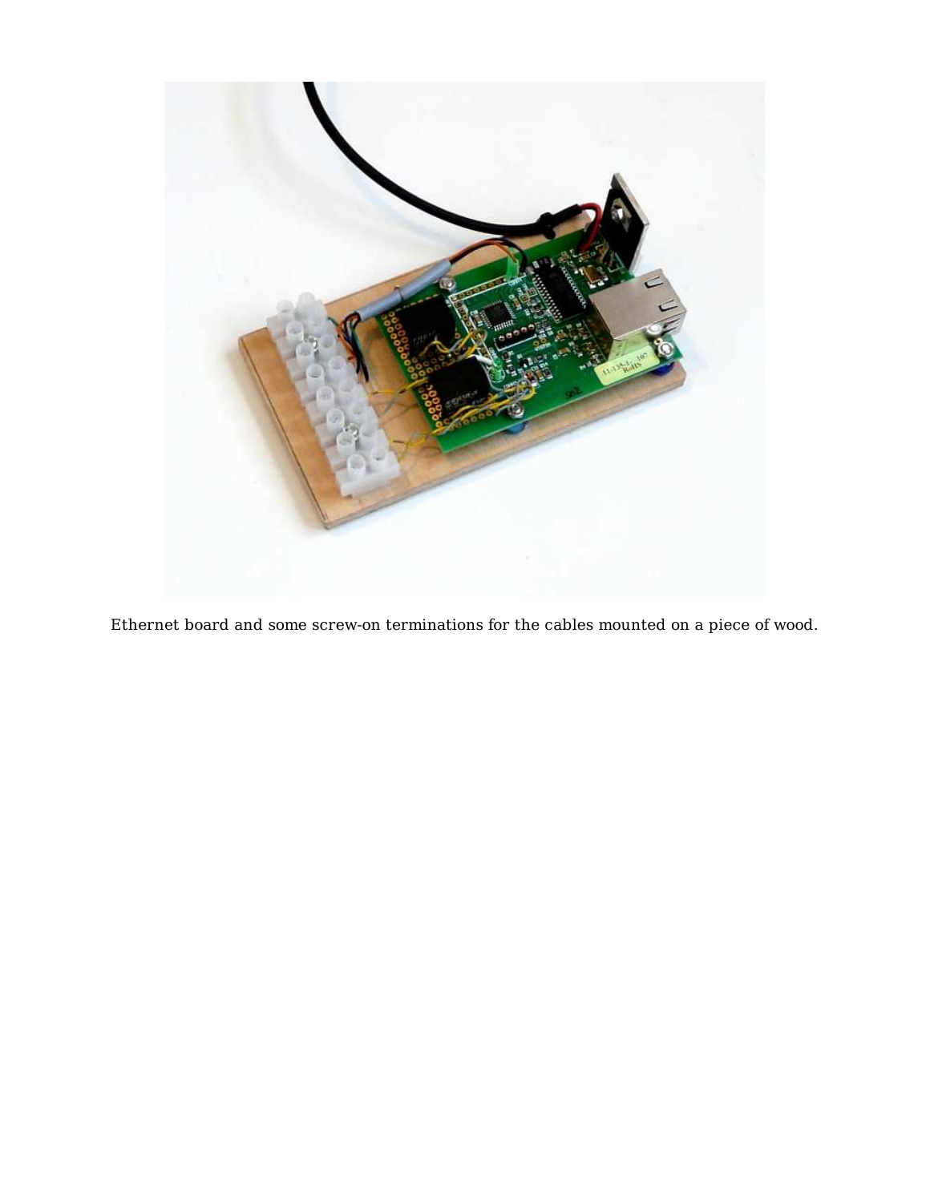Ethernet board and some screw-on terminations for the cables mounted on a piece of wood.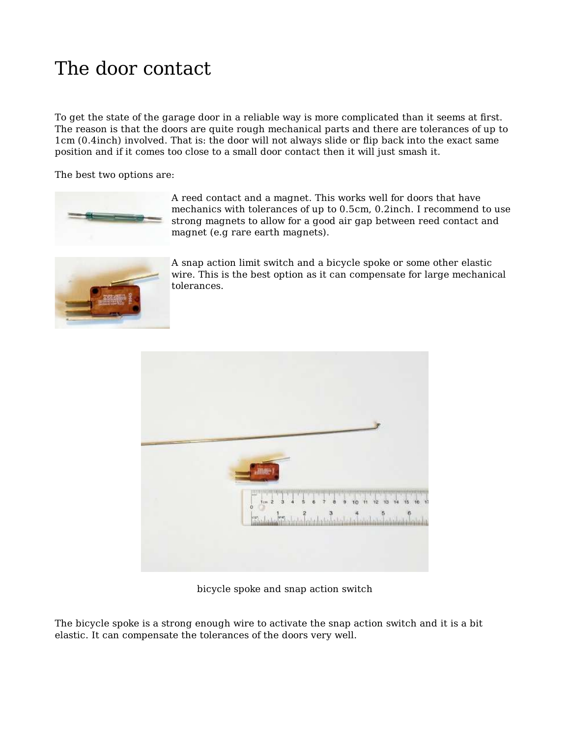# The door contact

To get the state of the garage door in a reliable way is more complicated than it seems at first. The reason is that the doors are quite rough mechanical parts and there are tolerances of up to 1cm (0.4inch) involved. That is: the door will not always slide or flip back into the exact same position and if it comes too close to a small door contact then it will just smash it.

The best two options are:

A reed contact and a magnet. This works well for doors that have mechanics with tolerances of up to 0.5cm, 0.2inch. I recommend to use strong magnets to allow for a good air gap between reed contact and magnet (e.g rare earth magnets).

A snap action limit switch and a bicycle spoke or some other elastic wire. This is the best option as it can compensate for large mechanical tolerances.

bicycle spoke and snap action switch

The bicycle spoke is a strong enough wire to activate the snap action switch and it is a bit elastic. It can compensate the tolerances of the doors very well.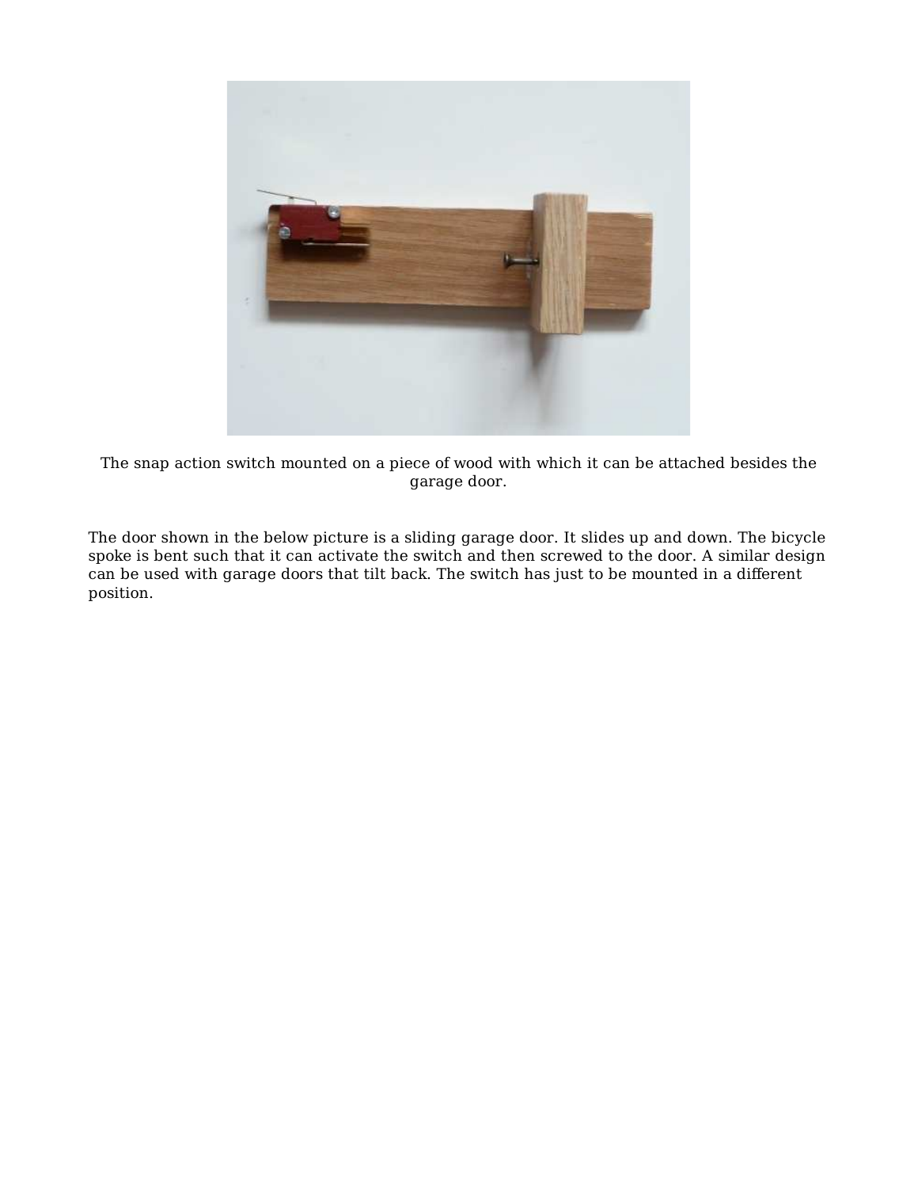The snap action switch mounted on a piece of wood with which it can be attached besides the garage door.

The door shown in the below picture is a sliding garage door. It slides up and down. The bicycle spoke is bent such that it can activate the switch and then screwed to the door. A similar design can be used with garage doors that tilt back. The switch has just to be mounted in a different position.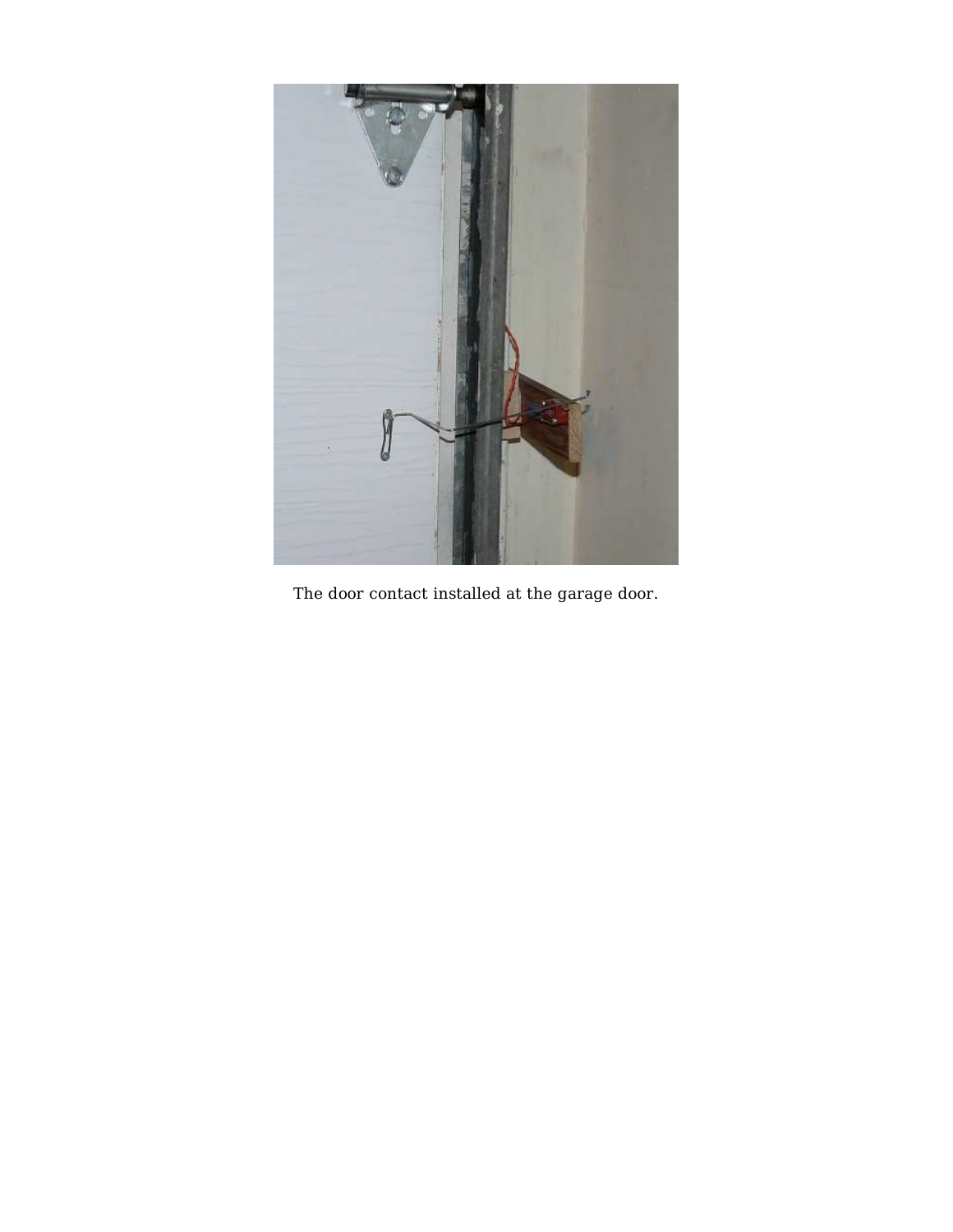The door contact installed at the garage door.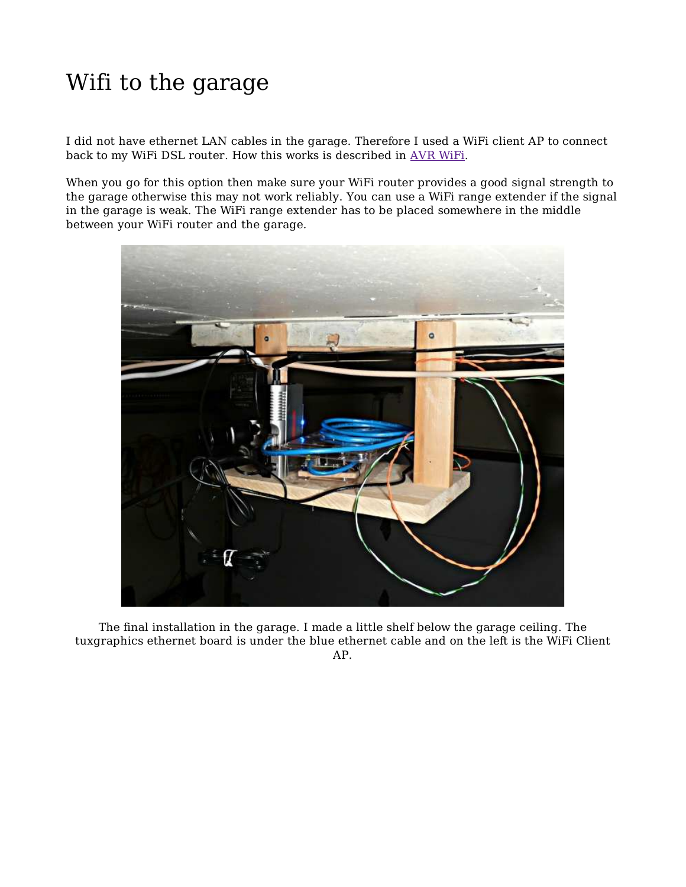# Wifi to the garage

I did not have ethernet LAN cables in the garage. Therefore I used a WiFi client AP to connect back to my WiFi DSL router. How this works is described in AVR WiFi.

When you go for this option then make sure your WiFi router provides a good signal strength to the garage otherwise this may not work reliably. You can use a WiFi range extender if the signal in the garage is weak. The WiFi range extender has to be placed somewhere in the middle between your WiFi router and the garage.

The final installation in the garage. I made a little shelf below the garage ceiling. The tuxgraphics ethernet board is under the blue ethernet cable and on the left is the WiFi Client AP.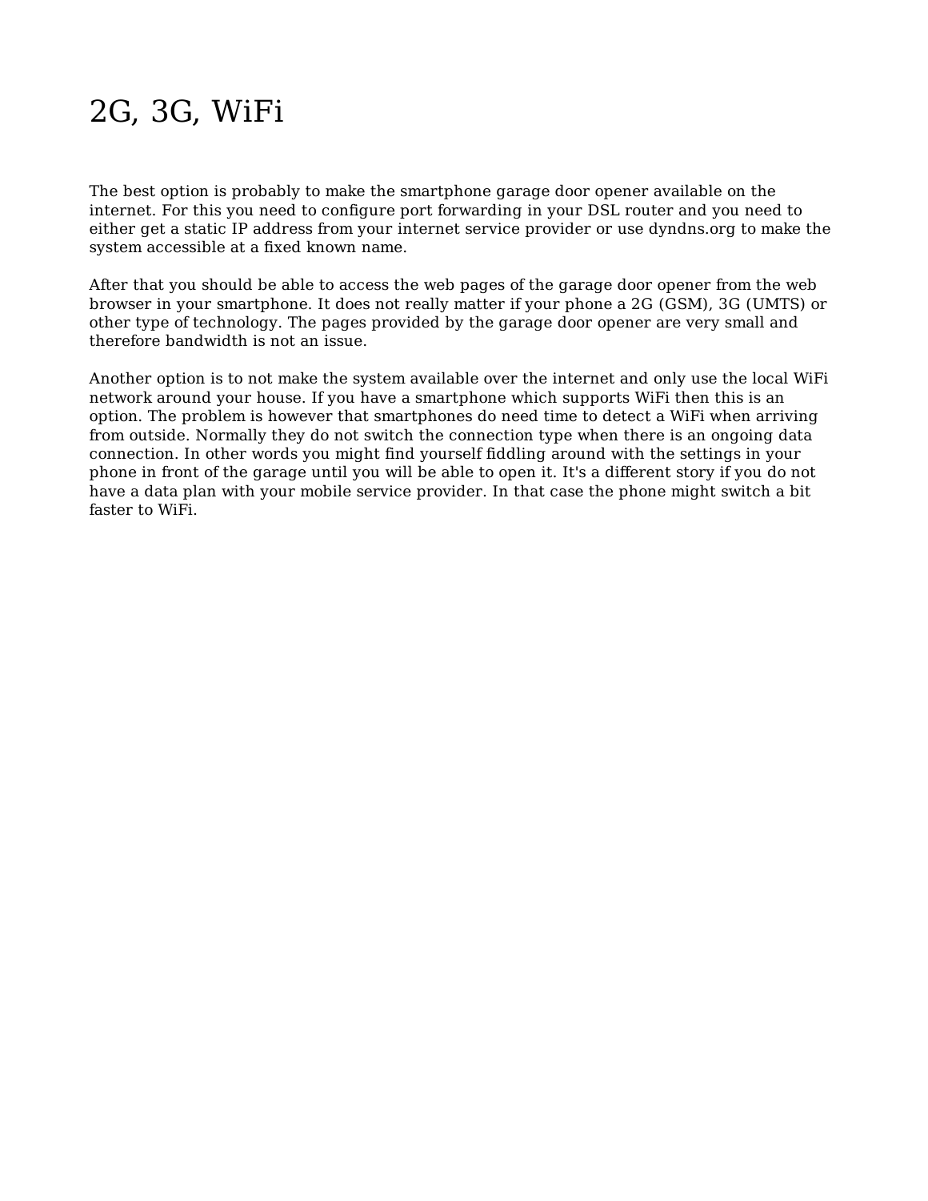# 2G, 3G, WiFi

The best option is probably to make the smartphone garage door opener available on the internet. For this you need to configure port forwarding in your DSL router and you need to either get a static IP address from your internet service provider or use dyndns.org to make the system accessible at a fixed known name.

After that you should be able to access the web pages of the garage door opener from the web browser in your smartphone. It does not really matter if your phone a 2G (GSM), 3G (UMTS) or other type of technology. The pages provided by the garage door opener are very small and therefore bandwidth is not an issue.

Another option is to not make the system available over the internet and only use the local WiFi network around your house. If you have a smartphone which supports WiFi then this is an option. The problem is however that smartphones do need time to detect a WiFi when arriving from outside. Normally they do not switch the connection type when there is an ongoing data connection. In other words you might find yourself fiddling around with the settings in your phone in front of the garage until you will be able to open it. It's a different story if you do not have a data plan with your mobile service provider. In that case the phone might switch a bit faster to WiFi.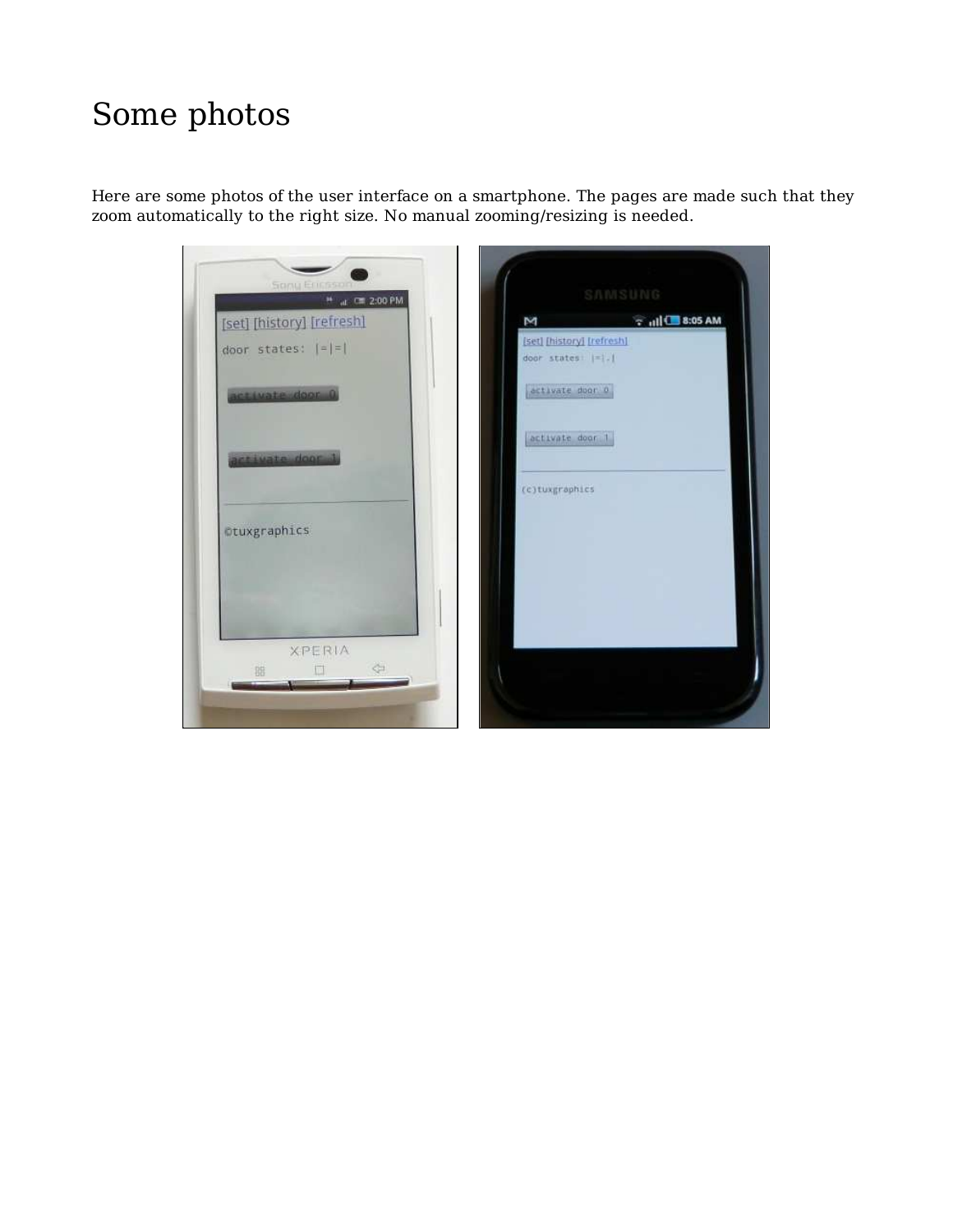# Some photos

Here are some photos of the user interface on a smartphone. The pages are made such that they zoom automatically to the right size. No manual zooming/resizing is needed.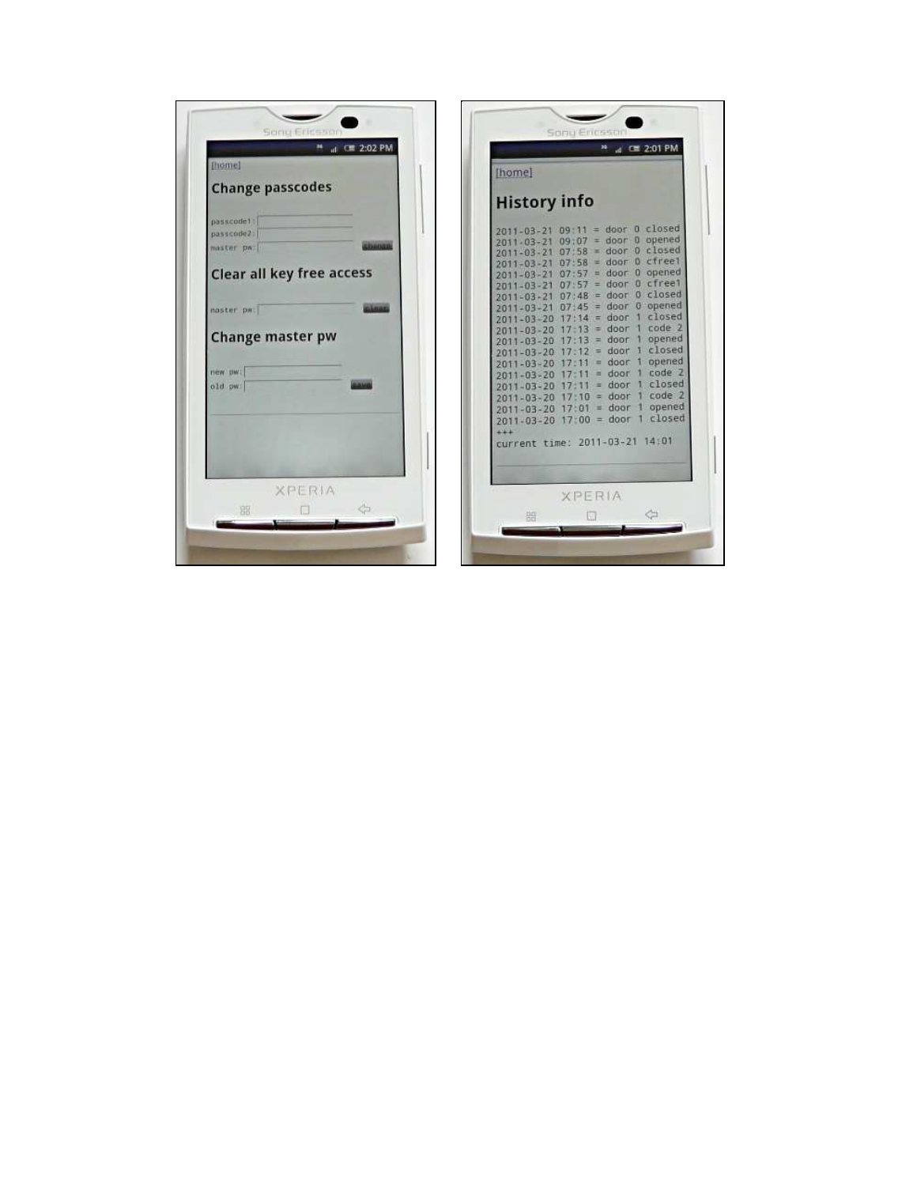[home]

## Change passcodes

passcode1:
passcode2:
master pw: [change]

## Clear all key free access

master pw: [clear]

## Change master pw

new pw:
old pw: [save]

---

[home]

## History info

```
2011-03-21 09:11 = door 0 closed
2011-03-21 09:07 = door 0 opened
2011-03-21 07:58 = door 0 closed
2011-03-21 07:58 = door 0 cfree1
2011-03-21 07:57 = door 0 opened
2011-03-21 07:57 = door 0 cfree1
2011-03-21 07:48 = door 0 closed
2011-03-21 07:45 = door 0 opened
2011-03-20 17:14 = door 1 closed
2011-03-20 17:13 = door 1 code 2
2011-03-20 17:13 = door 1 opened
2011-03-20 17:12 = door 1 closed
2011-03-20 17:11 = door 1 opened
2011-03-20 17:11 = door 1 code 2
2011-03-20 17:11 = door 1 closed
2011-03-20 17:10 = door 1 code 2
2011-03-20 17:01 = door 1 opened
2011-03-20 17:00 = door 1 closed
+++
current time: 2011-03-21 14:01
```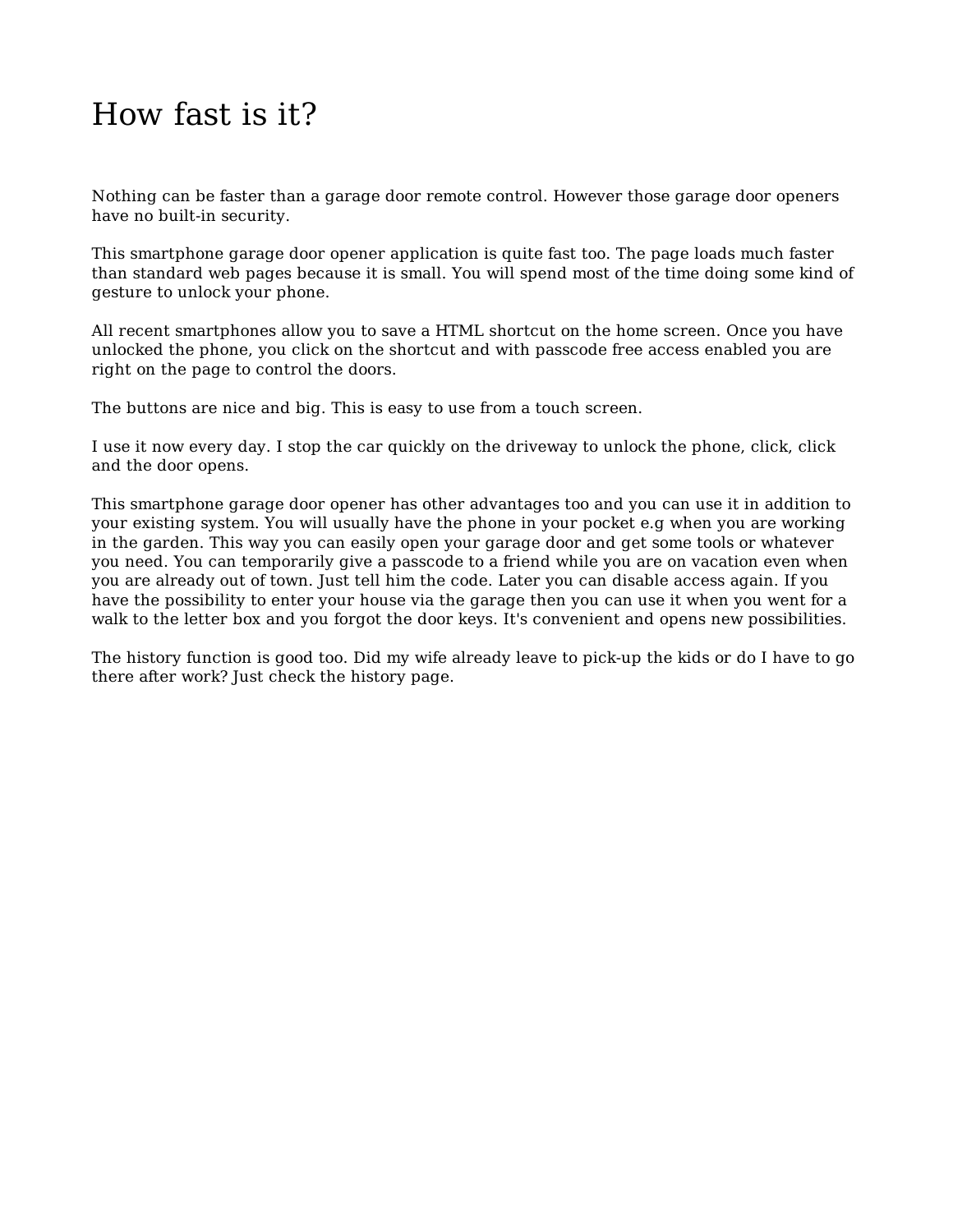# How fast is it?

Nothing can be faster than a garage door remote control. However those garage door openers have no built-in security.

This smartphone garage door opener application is quite fast too. The page loads much faster than standard web pages because it is small. You will spend most of the time doing some kind of gesture to unlock your phone.

All recent smartphones allow you to save a HTML shortcut on the home screen. Once you have unlocked the phone, you click on the shortcut and with passcode free access enabled you are right on the page to control the doors.

The buttons are nice and big. This is easy to use from a touch screen.

I use it now every day. I stop the car quickly on the driveway to unlock the phone, click, click and the door opens.

This smartphone garage door opener has other advantages too and you can use it in addition to your existing system. You will usually have the phone in your pocket e.g when you are working in the garden. This way you can easily open your garage door and get some tools or whatever you need. You can temporarily give a passcode to a friend while you are on vacation even when you are already out of town. Just tell him the code. Later you can disable access again. If you have the possibility to enter your house via the garage then you can use it when you went for a walk to the letter box and you forgot the door keys. It's convenient and opens new possibilities.

The history function is good too. Did my wife already leave to pick-up the kids or do I have to go there after work? Just check the history page.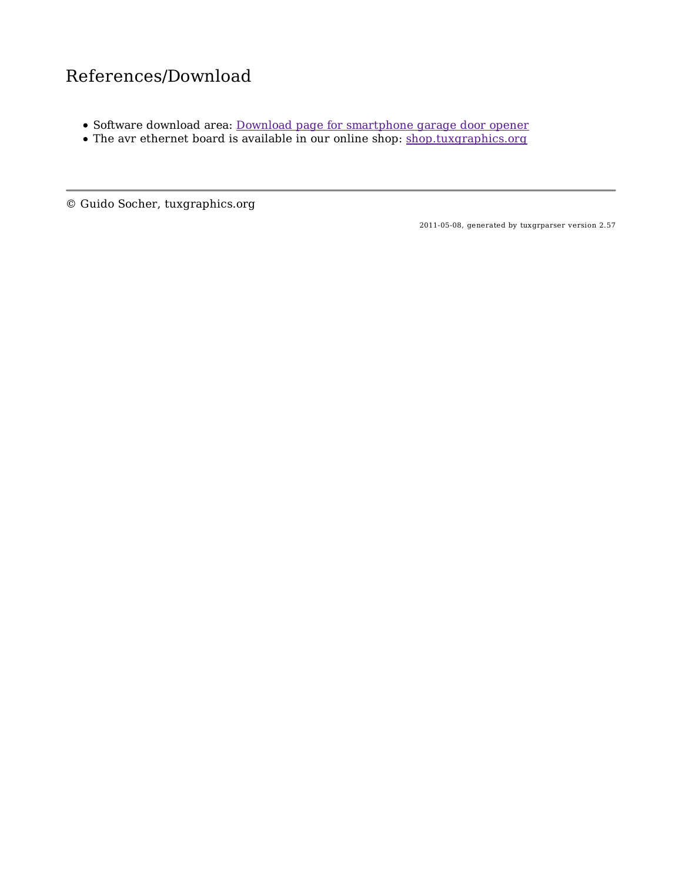## References/Download

- Software download area: Download page for smartphone garage door opener
- The avr ethernet board is available in our online shop: shop.tuxgraphics.org

---

© Guido Socher, tuxgraphics.org

2011-05-08, generated by tuxgrparser version 2.57